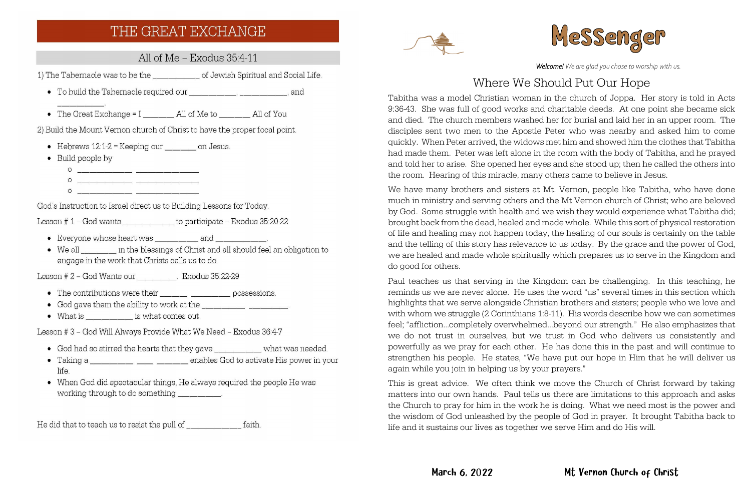# THE GREAT EXCHANGE

## All of Me – Exodus 35:4-11

1) The Tabernacle was to be the ___________ of Jewish Spiritual and Social Life.

- To build the Tabernacle required our ___________, ___________, and ___________.
- The Great Exchange = I _______ All of Me to _______ All of You

2) Build the Mount Vernon church of Christ to have the proper focal point.

- Hebrews 12:1-2 = Keeping our _______ on Jesus.
- Build people by
  - ____________ ______________
  - ____________ ______________
  - ____________ ______________

God's Instruction to Israel direct us to Building Lessons for Today.

Lesson # 1 – God wants ___________ to participate – Exodus 35:20-22

- Everyone whose heart was __________ and ___________.
- We all ________ in the blessings of Christ and all should feel an obligation to engage in the work that Christs calls us to do.

Lesson # 2 – God Wants our _________. Exodus 35:22-29

- The contributions were their ______ _________ possessions.
- God gave them the ability to work at the __________ _________.
- What is ___________ is what comes out.

Lesson # 3 – God Will Always Provide What We Need – Exodus 36:4-7

- God had so stirred the hearts that they gave ___________ what was needed.
- Taking a __________ ___ _______ enables God to activate His power in your life.
- When God did spectacular things, He always required the people He was working through to do something __________.

He did that to teach us to resist the pull of _____________ faith.

# Messenger

***Welcome!*** *We are glad you chose to worship with us.*

## Where We Should Put Our Hope

Tabitha was a model Christian woman in the church of Joppa. Her story is told in Acts 9:36-43. She was full of good works and charitable deeds. At one point she became sick and died. The church members washed her for burial and laid her in an upper room. The disciples sent two men to the Apostle Peter who was nearby and asked him to come quickly. When Peter arrived, the widows met him and showed him the clothes that Tabitha had made them. Peter was left alone in the room with the body of Tabitha, and he prayed and told her to arise. She opened her eyes and she stood up; then he called the others into the room. Hearing of this miracle, many others came to believe in Jesus.

We have many brothers and sisters at Mt. Vernon, people like Tabitha, who have done much in ministry and serving others and the Mt Vernon church of Christ; who are beloved by God. Some struggle with health and we wish they would experience what Tabitha did; brought back from the dead, healed and made whole. While this sort of physical restoration of life and healing may not happen today, the healing of our souls is certainly on the table and the telling of this story has relevance to us today. By the grace and the power of God, we are healed and made whole spiritually which prepares us to serve in the Kingdom and do good for others.

Paul teaches us that serving in the Kingdom can be challenging. In this teaching, he reminds us we are never alone. He uses the word "us" several times in this section which highlights that we serve alongside Christian brothers and sisters; people who we love and with whom we struggle (2 Corinthians 1:8-11). His words describe how we can sometimes feel; "affliction…completely overwhelmed…beyond our strength." He also emphasizes that we do not trust in ourselves, but we trust in God who delivers us consistently and powerfully as we pray for each other. He has done this in the past and will continue to strengthen his people. He states, "We have put our hope in Him that he will deliver us again while you join in helping us by your prayers."

This is great advice. We often think we move the Church of Christ forward by taking matters into our own hands. Paul tells us there are limitations to this approach and asks the Church to pray for him in the work he is doing. What we need most is the power and the wisdom of God unleashed by the people of God in prayer. It brought Tabitha back to life and it sustains our lives as together we serve Him and do His will.

March 6, 2022 Mt Vernon Church of Christ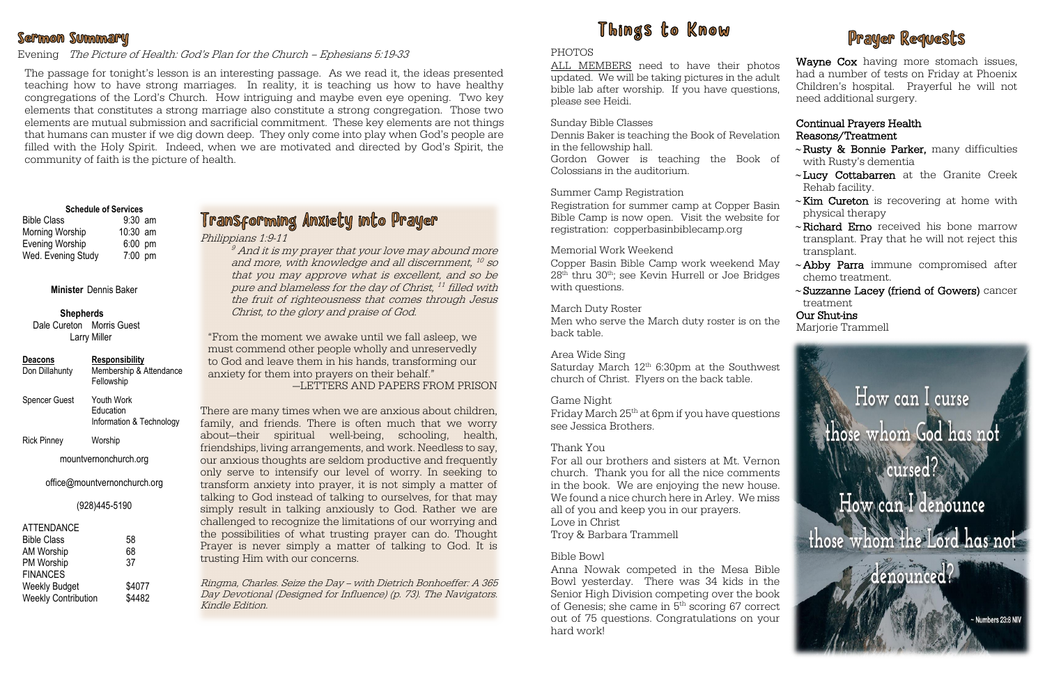## Sermon Summary

Evening *The Picture of Health: God's Plan for the Church – Ephesians 5:19-33*

The passage for tonight's lesson is an interesting passage. As we read it, the ideas presented teaching how to have strong marriages. In reality, it is teaching us how to have healthy congregations of the Lord's Church. How intriguing and maybe even eye opening. Two key elements that constitutes a strong marriage also constitute a strong congregation. Those two elements are mutual submission and sacrificial commitment. These key elements are not things that humans can muster if we dig down deep. They only come into play when God's people are filled with the Holy Spirit. Indeed, when we are motivated and directed by God's Spirit, the community of faith is the picture of health.

**Schedule of Services**

| | |
|---|---|
| Bible Class | 9:30 am |
| Morning Worship | 10:30 am |
| Evening Worship | 6:00 pm |
| Wed. Evening Study | 7:00 pm |

**Minister** Dennis Baker

**Shepherds**
Dale Cureton Morris Guest
Larry Miller

| Deacons | Responsibility |
|---|---|
| Don Dillahunty | Membership & Attendance Fellowship |
| Spencer Guest | Youth Work Education Information & Technology |
| Rick Pinney | Worship |

mountvernonchurch.org

office@mountvernonchurch.org

(928)445-5190

| ATTENDANCE | |
|---|---|
| Bible Class | 58 |
| AM Worship | 68 |
| PM Worship | 37 |
| FINANCES | |
| Weekly Budget | $4077 |
| Weekly Contribution | $4482 |

## Transforming Anxiety into Prayer

*Philippians 1:9-11*

*[9] And it is my prayer that your love may abound more and more, with knowledge and all discernment, [10] so that you may approve what is excellent, and so be pure and blameless for the day of Christ, [11] filled with the fruit of righteousness that comes through Jesus Christ, to the glory and praise of God.*

"From the moment we awake until we fall asleep, we must commend other people wholly and unreservedly to God and leave them in his hands, transforming our anxiety for them into prayers on their behalf."
—LETTERS AND PAPERS FROM PRISON

There are many times when we are anxious about children, family, and friends. There is often much that we worry about—their spiritual well-being, schooling, health, friendships, living arrangements, and work. Needless to say, our anxious thoughts are seldom productive and frequently only serve to intensify our level of worry. In seeking to transform anxiety into prayer, it is not simply a matter of talking to God instead of talking to ourselves, for that may simply result in talking anxiously to God. Rather we are challenged to recognize the limitations of our worrying and the possibilities of what trusting prayer can do. Thought Prayer is never simply a matter of talking to God. It is trusting Him with our concerns.

*Ringma, Charles. Seize the Day – with Dietrich Bonhoeffer: A 365 Day Devotional (Designed for Influence) (p. 73). The Navigators. Kindle Edition.*

## Things to Know

PHOTOS
ALL MEMBERS need to have their photos updated. We will be taking pictures in the adult bible lab after worship. If you have questions, please see Heidi.

Sunday Bible Classes
Dennis Baker is teaching the Book of Revelation in the fellowship hall.
Gordon Gower is teaching the Book of Colossians in the auditorium.

Summer Camp Registration
Registration for summer camp at Copper Basin Bible Camp is now open. Visit the website for registration: copperbasinbiblecamp.org

Memorial Work Weekend
Copper Basin Bible Camp work weekend May 28th thru 30th; see Kevin Hurrell or Joe Bridges with questions.

March Duty Roster
Men who serve the March duty roster is on the back table.

Area Wide Sing
Saturday March 12th 6:30pm at the Southwest church of Christ. Flyers on the back table.

Game Night
Friday March 25th at 6pm if you have questions see Jessica Brothers.

Thank You
For all our brothers and sisters at Mt. Vernon church. Thank you for all the nice comments in the book. We are enjoying the new house. We found a nice church here in Arley. We miss all of you and keep you in our prayers.
Love in Christ
Troy & Barbara Trammell

Bible Bowl
Anna Nowak competed in the Mesa Bible Bowl yesterday. There was 34 kids in the Senior High Division competing over the book of Genesis; she came in 5th scoring 67 correct out of 75 questions. Congratulations on your hard work!

## Prayer Requests

**Wayne Cox** having more stomach issues, had a number of tests on Friday at Phoenix Children's hospital. Prayerful he will not need additional surgery.

**Continual Prayers Health Reasons/Treatment**

- **Rusty & Bonnie Parker,** many difficulties with Rusty's dementia
- **Lucy Cottabarren** at the Granite Creek Rehab facility.
- **Kim Cureton** is recovering at home with physical therapy
- **Richard Erno** received his bone marrow transplant. Pray that he will not reject this transplant.
- **Abby Parra** immune compromised after chemo treatment.
- **Suzzanne Lacey (friend of Gowers)** cancer treatment

**Our Shut-ins**
Marjorie Trammell

How can I curse those whom God has not cursed? How can I denounce those whom the Lord has not denounced?
~ Numbers 23:8 NIV